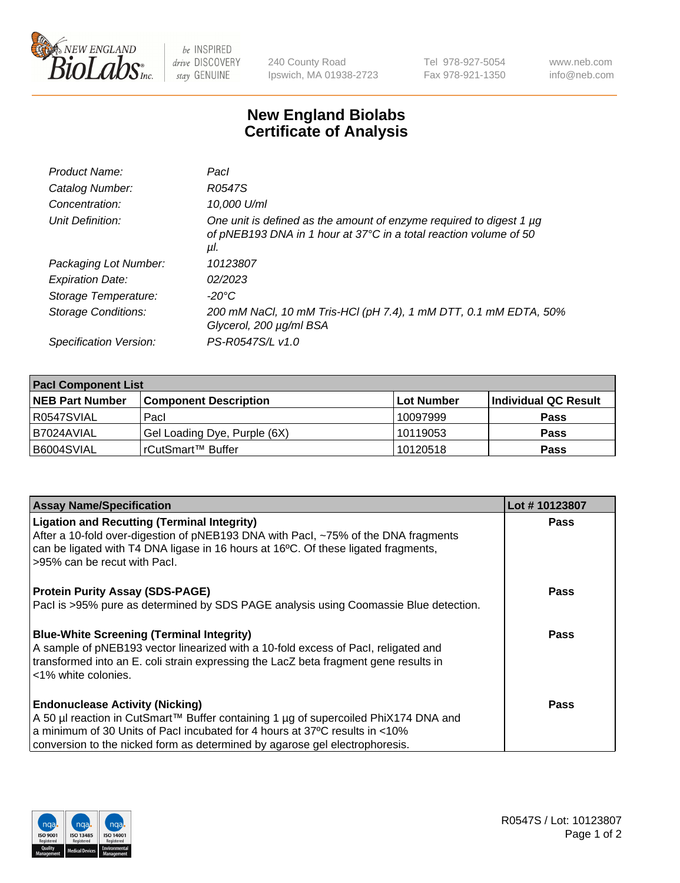240 County Road
Ipswich, MA 01938-2723

Tel 978-927-5054
Fax 978-921-1350

www.neb.com
info@neb.com

# New England Biolabs
# Certificate of Analysis

| | |
|---|---|
| *Product Name:* | *PacI* |
| *Catalog Number:* | *R0547S* |
| *Concentration:* | *10,000 U/ml* |
| *Unit Definition:* | *One unit is defined as the amount of enzyme required to digest 1 µg of pNEB193 DNA in 1 hour at 37°C in a total reaction volume of 50 µl.* |
| *Packaging Lot Number:* | *10123807* |
| *Expiration Date:* | *02/2023* |
| *Storage Temperature:* | *-20°C* |
| *Storage Conditions:* | *200 mM NaCl, 10 mM Tris-HCl (pH 7.4), 1 mM DTT, 0.1 mM EDTA, 50% Glycerol, 200 µg/ml BSA* |
| *Specification Version:* | *PS-R0547S/L v1.0* |

| **PacI Component List** | | | |
|---|---|---|---|
| **NEB Part Number** | **Component Description** | **Lot Number** | **Individual QC Result** |
| R0547SVIAL | PacI | 10097999 | **Pass** |
| B7024AVIAL | Gel Loading Dye, Purple (6X) | 10119053 | **Pass** |
| B6004SVIAL | rCutSmart™ Buffer | 10120518 | **Pass** |

| **Assay Name/Specification** | **Lot # 10123807** |
|---|---|
| **Ligation and Recutting (Terminal Integrity)** After a 10-fold over-digestion of pNEB193 DNA with PacI, ~75% of the DNA fragments can be ligated with T4 DNA ligase in 16 hours at 16ºC. Of these ligated fragments, >95% can be recut with PacI. | **Pass** |
| **Protein Purity Assay (SDS-PAGE)** PacI is >95% pure as determined by SDS PAGE analysis using Coomassie Blue detection. | **Pass** |
| **Blue-White Screening (Terminal Integrity)** A sample of pNEB193 vector linearized with a 10-fold excess of PacI, religated and transformed into an E. coli strain expressing the LacZ beta fragment gene results in <1% white colonies. | **Pass** |
| **Endonuclease Activity (Nicking)** A 50 µl reaction in CutSmart™ Buffer containing 1 µg of supercoiled PhiX174 DNA and a minimum of 30 Units of PacI incubated for 4 hours at 37ºC results in <10% conversion to the nicked form as determined by agarose gel electrophoresis. | **Pass** |

R0547S / Lot: 10123807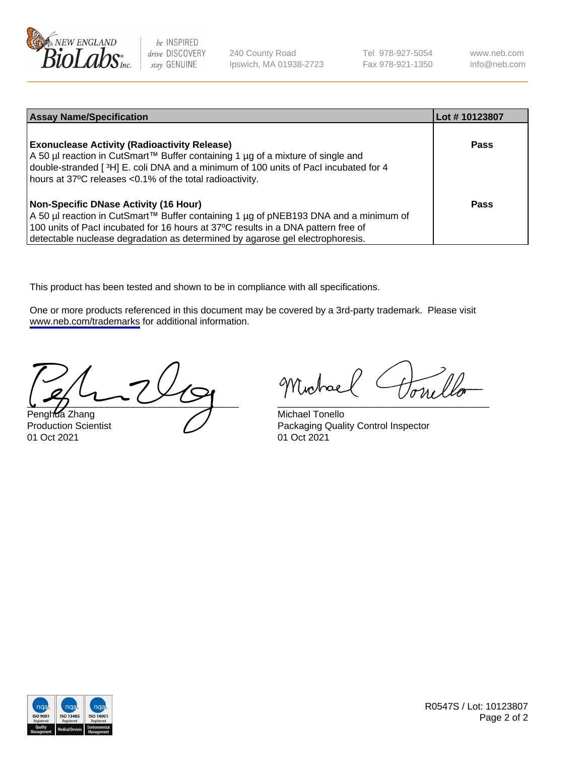| Assay Name/Specification | Lot # 10123807 |
|---|---|
| **Exonuclease Activity (Radioactivity Release)**<br>A 50 µl reaction in CutSmart™ Buffer containing 1 µg of a mixture of single and double-stranded [ $^{3}$H] E. coli DNA and a minimum of 100 units of PacI incubated for 4 hours at 37ºC releases <0.1% of the total radioactivity. | **Pass** |
| **Non-Specific DNase Activity (16 Hour)**<br>A 50 µl reaction in CutSmart™ Buffer containing 1 µg of pNEB193 DNA and a minimum of 100 units of PacI incubated for 16 hours at 37ºC results in a DNA pattern free of detectable nuclease degradation as determined by agarose gel electrophoresis. | **Pass** |

This product has been tested and shown to be in compliance with all specifications.

One or more products referenced in this document may be covered by a 3rd-party trademark. Please visit www.neb.com/trademarks for additional information.

Penghua Zhang
Production Scientist
01 Oct 2021

Michael Tonello
Packaging Quality Control Inspector
01 Oct 2021

R0547S / Lot: 10123807